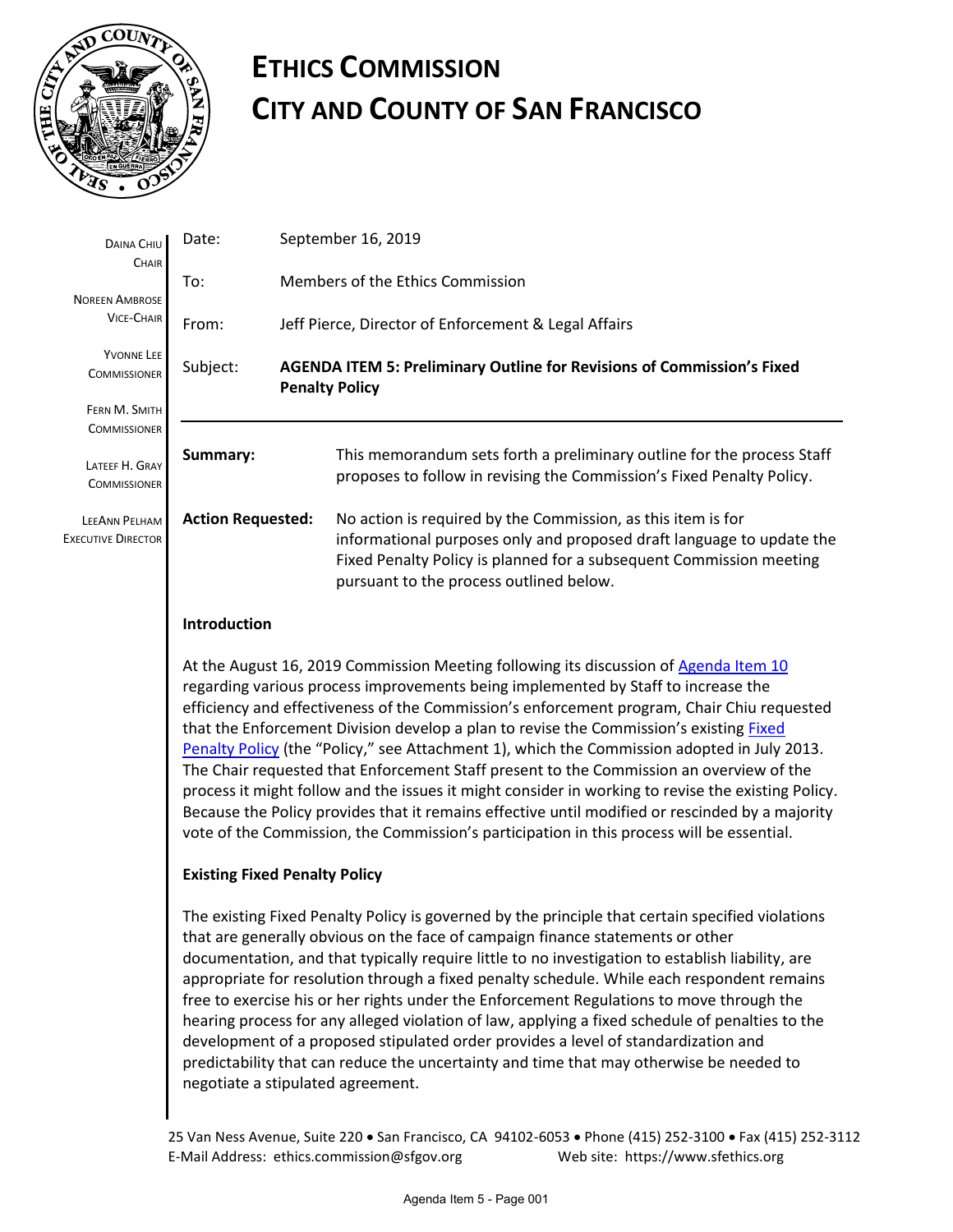# ETHICS COMMISSION
# CITY AND COUNTY OF SAN FRANCISCO

DAINA CHIU
CHAIR

NOREEN AMBROSE
VICE-CHAIR

YVONNE LEE
COMMISSIONER

FERN M. SMITH
COMMISSIONER

LATEEF H. GRAY
COMMISSIONER

LEEANN PELHAM
EXECUTIVE DIRECTOR

| | |
|---|---|
| Date: | September 16, 2019 |
| To: | Members of the Ethics Commission |
| From: | Jeff Pierce, Director of Enforcement & Legal Affairs |
| Subject: | **AGENDA ITEM 5: Preliminary Outline for Revisions of Commission's Fixed Penalty Policy** |

---

**Summary:** This memorandum sets forth a preliminary outline for the process Staff proposes to follow in revising the Commission's Fixed Penalty Policy.

**Action Requested:** No action is required by the Commission, as this item is for informational purposes only and proposed draft language to update the Fixed Penalty Policy is planned for a subsequent Commission meeting pursuant to the process outlined below.

**Introduction**

At the August 16, 2019 Commission Meeting following its discussion of Agenda Item 10 regarding various process improvements being implemented by Staff to increase the efficiency and effectiveness of the Commission's enforcement program, Chair Chiu requested that the Enforcement Division develop a plan to revise the Commission's existing Fixed Penalty Policy (the "Policy," see Attachment 1), which the Commission adopted in July 2013. The Chair requested that Enforcement Staff present to the Commission an overview of the process it might follow and the issues it might consider in working to revise the existing Policy. Because the Policy provides that it remains effective until modified or rescinded by a majority vote of the Commission, the Commission's participation in this process will be essential.

**Existing Fixed Penalty Policy**

The existing Fixed Penalty Policy is governed by the principle that certain specified violations that are generally obvious on the face of campaign finance statements or other documentation, and that typically require little to no investigation to establish liability, are appropriate for resolution through a fixed penalty schedule. While each respondent remains free to exercise his or her rights under the Enforcement Regulations to move through the hearing process for any alleged violation of law, applying a fixed schedule of penalties to the development of a proposed stipulated order provides a level of standardization and predictability that can reduce the uncertainty and time that may otherwise be needed to negotiate a stipulated agreement.

25 Van Ness Avenue, Suite 220 • San Francisco, CA 94102-6053 • Phone (415) 252-3100 • Fax (415) 252-3112
E-Mail Address: ethics.commission@sfgov.org Web site: https://www.sfethics.org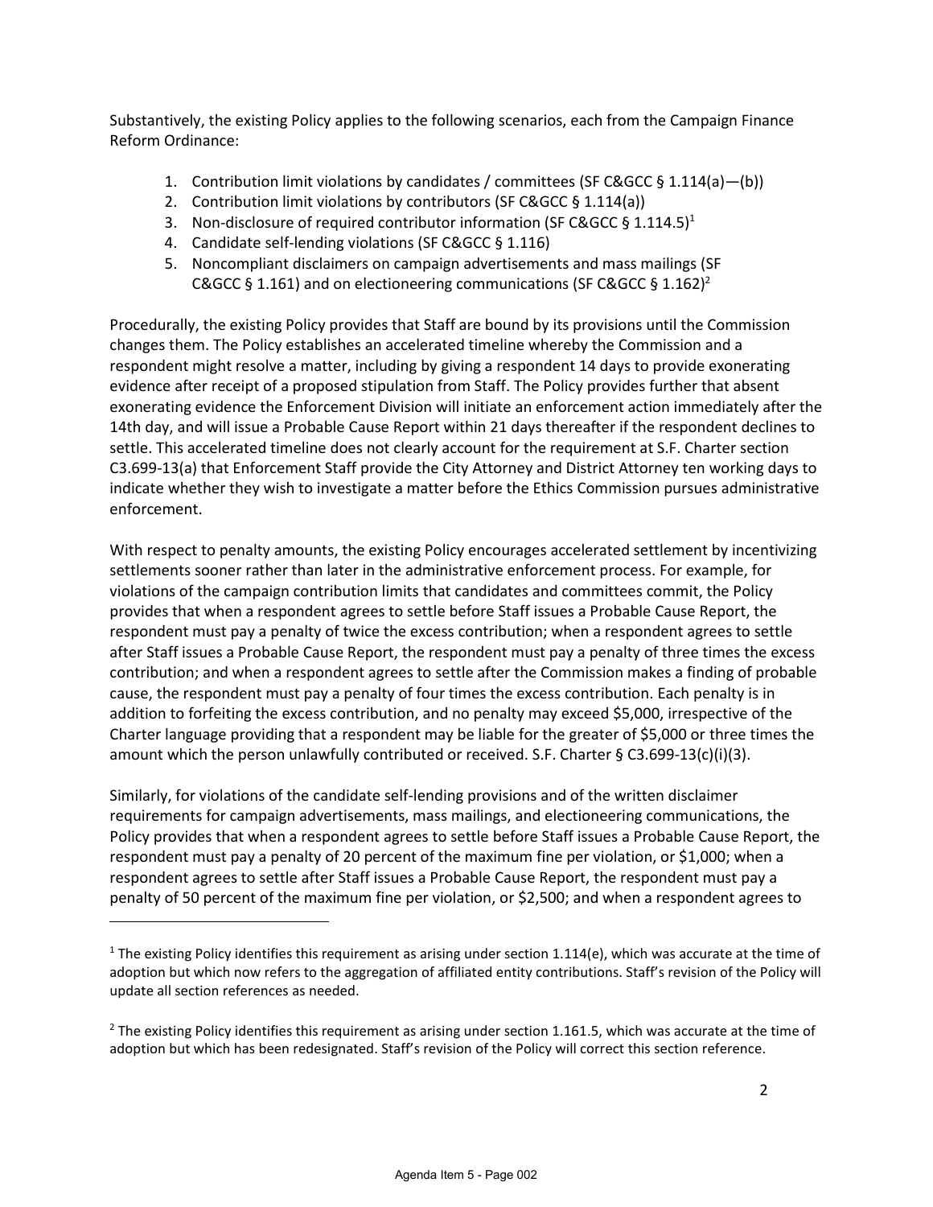Substantively, the existing Policy applies to the following scenarios, each from the Campaign Finance Reform Ordinance:

1. Contribution limit violations by candidates / committees (SF C&GCC § 1.114(a)—(b))
2. Contribution limit violations by contributors (SF C&GCC § 1.114(a))
3. Non-disclosure of required contributor information (SF C&GCC § 1.114.5)[1]
4. Candidate self-lending violations (SF C&GCC § 1.116)
5. Noncompliant disclaimers on campaign advertisements and mass mailings (SF C&GCC § 1.161) and on electioneering communications (SF C&GCC § 1.162)[2]

Procedurally, the existing Policy provides that Staff are bound by its provisions until the Commission changes them. The Policy establishes an accelerated timeline whereby the Commission and a respondent might resolve a matter, including by giving a respondent 14 days to provide exonerating evidence after receipt of a proposed stipulation from Staff. The Policy provides further that absent exonerating evidence the Enforcement Division will initiate an enforcement action immediately after the 14th day, and will issue a Probable Cause Report within 21 days thereafter if the respondent declines to settle. This accelerated timeline does not clearly account for the requirement at S.F. Charter section C3.699-13(a) that Enforcement Staff provide the City Attorney and District Attorney ten working days to indicate whether they wish to investigate a matter before the Ethics Commission pursues administrative enforcement.

With respect to penalty amounts, the existing Policy encourages accelerated settlement by incentivizing settlements sooner rather than later in the administrative enforcement process. For example, for violations of the campaign contribution limits that candidates and committees commit, the Policy provides that when a respondent agrees to settle before Staff issues a Probable Cause Report, the respondent must pay a penalty of twice the excess contribution; when a respondent agrees to settle after Staff issues a Probable Cause Report, the respondent must pay a penalty of three times the excess contribution; and when a respondent agrees to settle after the Commission makes a finding of probable cause, the respondent must pay a penalty of four times the excess contribution. Each penalty is in addition to forfeiting the excess contribution, and no penalty may exceed $5,000, irrespective of the Charter language providing that a respondent may be liable for the greater of $5,000 or three times the amount which the person unlawfully contributed or received. S.F. Charter § C3.699-13(c)(i)(3).

Similarly, for violations of the candidate self-lending provisions and of the written disclaimer requirements for campaign advertisements, mass mailings, and electioneering communications, the Policy provides that when a respondent agrees to settle before Staff issues a Probable Cause Report, the respondent must pay a penalty of 20 percent of the maximum fine per violation, or $1,000; when a respondent agrees to settle after Staff issues a Probable Cause Report, the respondent must pay a penalty of 50 percent of the maximum fine per violation, or $2,500; and when a respondent agrees to

[1] The existing Policy identifies this requirement as arising under section 1.114(e), which was accurate at the time of adoption but which now refers to the aggregation of affiliated entity contributions. Staff's revision of the Policy will update all section references as needed.

[2] The existing Policy identifies this requirement as arising under section 1.161.5, which was accurate at the time of adoption but which has been redesignated. Staff's revision of the Policy will correct this section reference.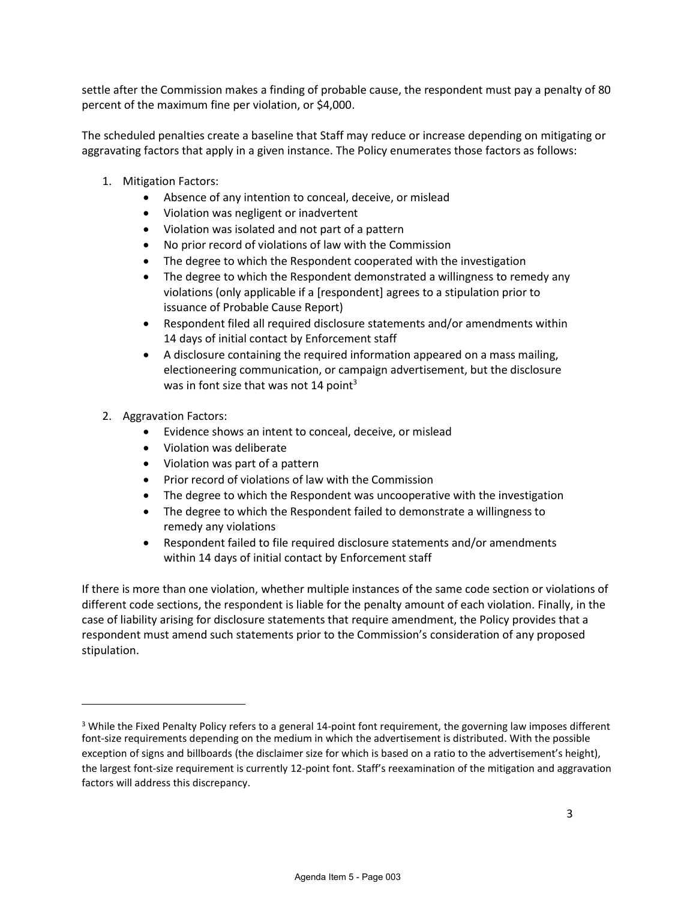settle after the Commission makes a finding of probable cause, the respondent must pay a penalty of 80 percent of the maximum fine per violation, or $4,000.

The scheduled penalties create a baseline that Staff may reduce or increase depending on mitigating or aggravating factors that apply in a given instance. The Policy enumerates those factors as follows:

1. Mitigation Factors:
    - Absence of any intention to conceal, deceive, or mislead
    - Violation was negligent or inadvertent
    - Violation was isolated and not part of a pattern
    - No prior record of violations of law with the Commission
    - The degree to which the Respondent cooperated with the investigation
    - The degree to which the Respondent demonstrated a willingness to remedy any violations (only applicable if a [respondent] agrees to a stipulation prior to issuance of Probable Cause Report)
    - Respondent filed all required disclosure statements and/or amendments within 14 days of initial contact by Enforcement staff
    - A disclosure containing the required information appeared on a mass mailing, electioneering communication, or campaign advertisement, but the disclosure was in font size that was not 14 point[3]

2. Aggravation Factors:
    - Evidence shows an intent to conceal, deceive, or mislead
    - Violation was deliberate
    - Violation was part of a pattern
    - Prior record of violations of law with the Commission
    - The degree to which the Respondent was uncooperative with the investigation
    - The degree to which the Respondent failed to demonstrate a willingness to remedy any violations
    - Respondent failed to file required disclosure statements and/or amendments within 14 days of initial contact by Enforcement staff

If there is more than one violation, whether multiple instances of the same code section or violations of different code sections, the respondent is liable for the penalty amount of each violation. Finally, in the case of liability arising for disclosure statements that require amendment, the Policy provides that a respondent must amend such statements prior to the Commission's consideration of any proposed stipulation.

---

[3] While the Fixed Penalty Policy refers to a general 14-point font requirement, the governing law imposes different font-size requirements depending on the medium in which the advertisement is distributed. With the possible exception of signs and billboards (the disclaimer size for which is based on a ratio to the advertisement's height), the largest font-size requirement is currently 12-point font. Staff's reexamination of the mitigation and aggravation factors will address this discrepancy.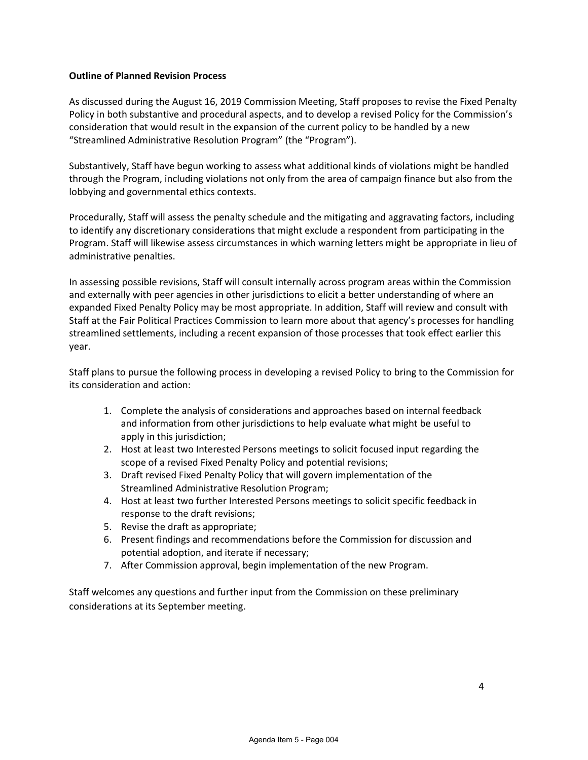**Outline of Planned Revision Process**

As discussed during the August 16, 2019 Commission Meeting, Staff proposes to revise the Fixed Penalty Policy in both substantive and procedural aspects, and to develop a revised Policy for the Commission's consideration that would result in the expansion of the current policy to be handled by a new "Streamlined Administrative Resolution Program" (the "Program").

Substantively, Staff have begun working to assess what additional kinds of violations might be handled through the Program, including violations not only from the area of campaign finance but also from the lobbying and governmental ethics contexts.

Procedurally, Staff will assess the penalty schedule and the mitigating and aggravating factors, including to identify any discretionary considerations that might exclude a respondent from participating in the Program. Staff will likewise assess circumstances in which warning letters might be appropriate in lieu of administrative penalties.

In assessing possible revisions, Staff will consult internally across program areas within the Commission and externally with peer agencies in other jurisdictions to elicit a better understanding of where an expanded Fixed Penalty Policy may be most appropriate. In addition, Staff will review and consult with Staff at the Fair Political Practices Commission to learn more about that agency's processes for handling streamlined settlements, including a recent expansion of those processes that took effect earlier this year.

Staff plans to pursue the following process in developing a revised Policy to bring to the Commission for its consideration and action:

1. Complete the analysis of considerations and approaches based on internal feedback and information from other jurisdictions to help evaluate what might be useful to apply in this jurisdiction;
2. Host at least two Interested Persons meetings to solicit focused input regarding the scope of a revised Fixed Penalty Policy and potential revisions;
3. Draft revised Fixed Penalty Policy that will govern implementation of the Streamlined Administrative Resolution Program;
4. Host at least two further Interested Persons meetings to solicit specific feedback in response to the draft revisions;
5. Revise the draft as appropriate;
6. Present findings and recommendations before the Commission for discussion and potential adoption, and iterate if necessary;
7. After Commission approval, begin implementation of the new Program.

Staff welcomes any questions and further input from the Commission on these preliminary considerations at its September meeting.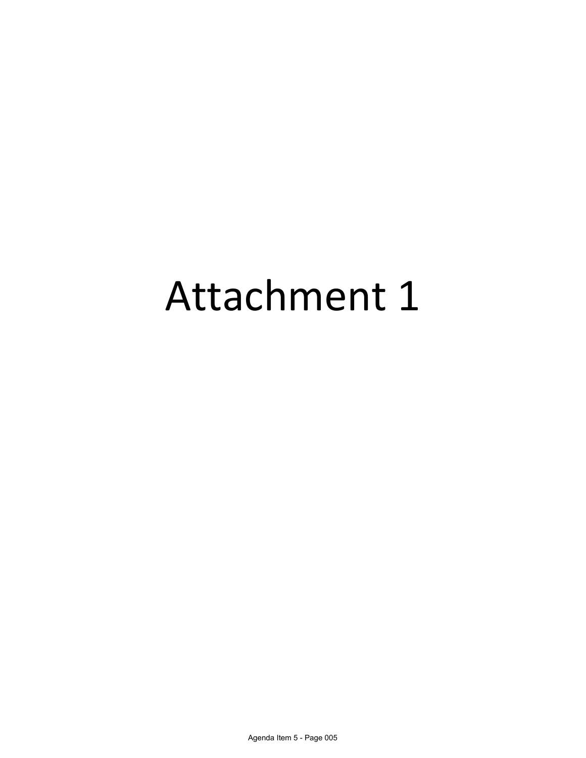# Attachment 1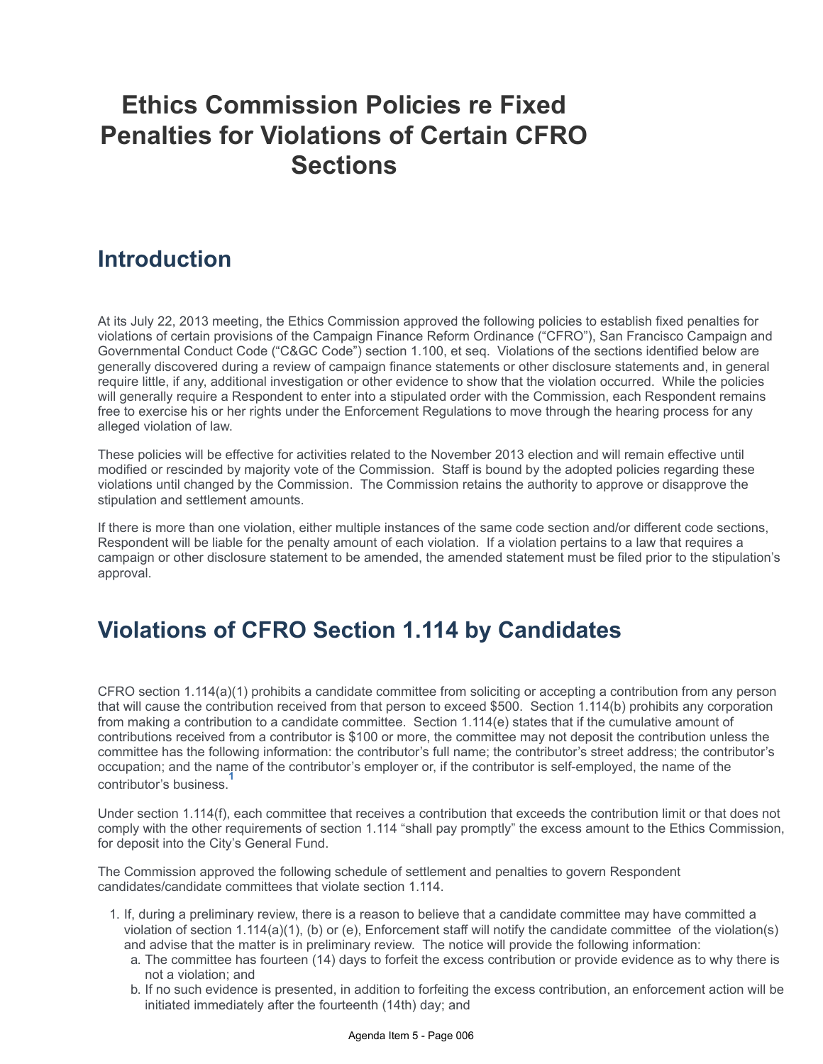# Ethics Commission Policies re Fixed Penalties for Violations of Certain CFRO Sections

## Introduction

At its July 22, 2013 meeting, the Ethics Commission approved the following policies to establish fixed penalties for violations of certain provisions of the Campaign Finance Reform Ordinance ("CFRO"), San Francisco Campaign and Governmental Conduct Code ("C&GC Code") section 1.100, et seq. Violations of the sections identified below are generally discovered during a review of campaign finance statements or other disclosure statements and, in general require little, if any, additional investigation or other evidence to show that the violation occurred. While the policies will generally require a Respondent to enter into a stipulated order with the Commission, each Respondent remains free to exercise his or her rights under the Enforcement Regulations to move through the hearing process for any alleged violation of law.

These policies will be effective for activities related to the November 2013 election and will remain effective until modified or rescinded by majority vote of the Commission. Staff is bound by the adopted policies regarding these violations until changed by the Commission. The Commission retains the authority to approve or disapprove the stipulation and settlement amounts.

If there is more than one violation, either multiple instances of the same code section and/or different code sections, Respondent will be liable for the penalty amount of each violation. If a violation pertains to a law that requires a campaign or other disclosure statement to be amended, the amended statement must be filed prior to the stipulation's approval.

## Violations of CFRO Section 1.114 by Candidates

CFRO section 1.114(a)(1) prohibits a candidate committee from soliciting or accepting a contribution from any person that will cause the contribution received from that person to exceed $500. Section 1.114(b) prohibits any corporation from making a contribution to a candidate committee. Section 1.114(e) states that if the cumulative amount of contributions received from a contributor is $100 or more, the committee may not deposit the contribution unless the committee has the following information: the contributor's full name; the contributor's street address; the contributor's occupation; and the name of the contributor's employer or, if the contributor is self-employed, the name of the contributor's business.[1]

Under section 1.114(f), each committee that receives a contribution that exceeds the contribution limit or that does not comply with the other requirements of section 1.114 "shall pay promptly" the excess amount to the Ethics Commission, for deposit into the City's General Fund.

The Commission approved the following schedule of settlement and penalties to govern Respondent candidates/candidate committees that violate section 1.114.

1. If, during a preliminary review, there is a reason to believe that a candidate committee may have committed a violation of section 1.114(a)(1), (b) or (e), Enforcement staff will notify the candidate committee of the violation(s) and advise that the matter is in preliminary review. The notice will provide the following information:
   a. The committee has fourteen (14) days to forfeit the excess contribution or provide evidence as to why there is not a violation; and
   b. If no such evidence is presented, in addition to forfeiting the excess contribution, an enforcement action will be initiated immediately after the fourteenth (14th) day; and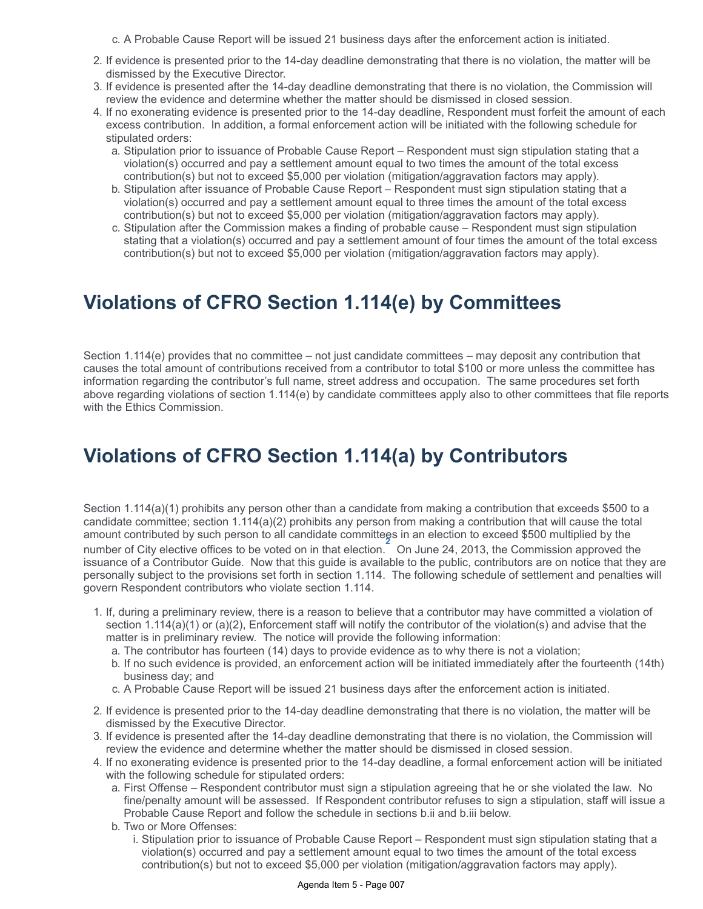c. A Probable Cause Report will be issued 21 business days after the enforcement action is initiated.

2. If evidence is presented prior to the 14-day deadline demonstrating that there is no violation, the matter will be dismissed by the Executive Director.
3. If evidence is presented after the 14-day deadline demonstrating that there is no violation, the Commission will review the evidence and determine whether the matter should be dismissed in closed session.
4. If no exonerating evidence is presented prior to the 14-day deadline, Respondent must forfeit the amount of each excess contribution. In addition, a formal enforcement action will be initiated with the following schedule for stipulated orders:
   a. Stipulation prior to issuance of Probable Cause Report – Respondent must sign stipulation stating that a violation(s) occurred and pay a settlement amount equal to two times the amount of the total excess contribution(s) but not to exceed $5,000 per violation (mitigation/aggravation factors may apply).
   b. Stipulation after issuance of Probable Cause Report – Respondent must sign stipulation stating that a violation(s) occurred and pay a settlement amount equal to three times the amount of the total excess contribution(s) but not to exceed $5,000 per violation (mitigation/aggravation factors may apply).
   c. Stipulation after the Commission makes a finding of probable cause – Respondent must sign stipulation stating that a violation(s) occurred and pay a settlement amount of four times the amount of the total excess contribution(s) but not to exceed $5,000 per violation (mitigation/aggravation factors may apply).

## Violations of CFRO Section 1.114(e) by Committees

Section 1.114(e) provides that no committee – not just candidate committees – may deposit any contribution that causes the total amount of contributions received from a contributor to total $100 or more unless the committee has information regarding the contributor's full name, street address and occupation. The same procedures set forth above regarding violations of section 1.114(e) by candidate committees apply also to other committees that file reports with the Ethics Commission.

## Violations of CFRO Section 1.114(a) by Contributors

Section 1.114(a)(1) prohibits any person other than a candidate from making a contribution that exceeds $500 to a candidate committee; section 1.114(a)(2) prohibits any person from making a contribution that will cause the total amount contributed by such person to all candidate committees in an election to exceed $500 multiplied by the number of City elective offices to be voted on in that election.[2] On June 24, 2013, the Commission approved the issuance of a Contributor Guide. Now that this guide is available to the public, contributors are on notice that they are personally subject to the provisions set forth in section 1.114. The following schedule of settlement and penalties will govern Respondent contributors who violate section 1.114.

1. If, during a preliminary review, there is a reason to believe that a contributor may have committed a violation of section 1.114(a)(1) or (a)(2), Enforcement staff will notify the contributor of the violation(s) and advise that the matter is in preliminary review. The notice will provide the following information:
   a. The contributor has fourteen (14) days to provide evidence as to why there is not a violation;
   b. If no such evidence is provided, an enforcement action will be initiated immediately after the fourteenth (14th) business day; and
   c. A Probable Cause Report will be issued 21 business days after the enforcement action is initiated.
2. If evidence is presented prior to the 14-day deadline demonstrating that there is no violation, the matter will be dismissed by the Executive Director.
3. If evidence is presented after the 14-day deadline demonstrating that there is no violation, the Commission will review the evidence and determine whether the matter should be dismissed in closed session.
4. If no exonerating evidence is presented prior to the 14-day deadline, a formal enforcement action will be initiated with the following schedule for stipulated orders:
   a. First Offense – Respondent contributor must sign a stipulation agreeing that he or she violated the law. No fine/penalty amount will be assessed. If Respondent contributor refuses to sign a stipulation, staff will issue a Probable Cause Report and follow the schedule in sections b.ii and b.iii below.
   b. Two or More Offenses:
      i. Stipulation prior to issuance of Probable Cause Report – Respondent must sign stipulation stating that a violation(s) occurred and pay a settlement amount equal to two times the amount of the total excess contribution(s) but not to exceed $5,000 per violation (mitigation/aggravation factors may apply).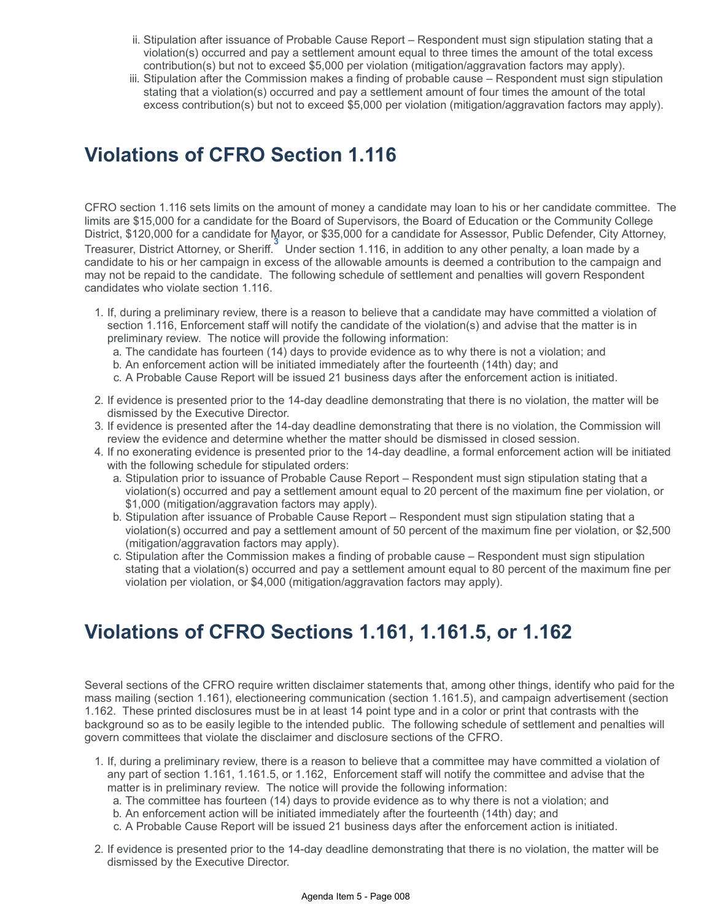ii. Stipulation after issuance of Probable Cause Report – Respondent must sign stipulation stating that a violation(s) occurred and pay a settlement amount equal to three times the amount of the total excess contribution(s) but not to exceed $5,000 per violation (mitigation/aggravation factors may apply).

iii. Stipulation after the Commission makes a finding of probable cause – Respondent must sign stipulation stating that a violation(s) occurred and pay a settlement amount of four times the amount of the total excess contribution(s) but not to exceed $5,000 per violation (mitigation/aggravation factors may apply).

## Violations of CFRO Section 1.116

CFRO section 1.116 sets limits on the amount of money a candidate may loan to his or her candidate committee. The limits are $15,000 for a candidate for the Board of Supervisors, the Board of Education or the Community College District, $120,000 for a candidate for Mayor, or $35,000 for a candidate for Assessor, Public Defender, City Attorney, Treasurer, District Attorney, or Sheriff.[3] Under section 1.116, in addition to any other penalty, a loan made by a candidate to his or her campaign in excess of the allowable amounts is deemed a contribution to the campaign and may not be repaid to the candidate. The following schedule of settlement and penalties will govern Respondent candidates who violate section 1.116.

1. If, during a preliminary review, there is a reason to believe that a candidate may have committed a violation of section 1.116, Enforcement staff will notify the candidate of the violation(s) and advise that the matter is in preliminary review. The notice will provide the following information:
   a. The candidate has fourteen (14) days to provide evidence as to why there is not a violation; and
   b. An enforcement action will be initiated immediately after the fourteenth (14th) day; and
   c. A Probable Cause Report will be issued 21 business days after the enforcement action is initiated.
2. If evidence is presented prior to the 14-day deadline demonstrating that there is no violation, the matter will be dismissed by the Executive Director.
3. If evidence is presented after the 14-day deadline demonstrating that there is no violation, the Commission will review the evidence and determine whether the matter should be dismissed in closed session.
4. If no exonerating evidence is presented prior to the 14-day deadline, a formal enforcement action will be initiated with the following schedule for stipulated orders:
   a. Stipulation prior to issuance of Probable Cause Report – Respondent must sign stipulation stating that a violation(s) occurred and pay a settlement amount equal to 20 percent of the maximum fine per violation, or $1,000 (mitigation/aggravation factors may apply).
   b. Stipulation after issuance of Probable Cause Report – Respondent must sign stipulation stating that a violation(s) occurred and pay a settlement amount of 50 percent of the maximum fine per violation, or $2,500 (mitigation/aggravation factors may apply).
   c. Stipulation after the Commission makes a finding of probable cause – Respondent must sign stipulation stating that a violation(s) occurred and pay a settlement amount equal to 80 percent of the maximum fine per violation per violation, or $4,000 (mitigation/aggravation factors may apply).

## Violations of CFRO Sections 1.161, 1.161.5, or 1.162

Several sections of the CFRO require written disclaimer statements that, among other things, identify who paid for the mass mailing (section 1.161), electioneering communication (section 1.161.5), and campaign advertisement (section 1.162. These printed disclosures must be in at least 14 point type and in a color or print that contrasts with the background so as to be easily legible to the intended public. The following schedule of settlement and penalties will govern committees that violate the disclaimer and disclosure sections of the CFRO.

1. If, during a preliminary review, there is a reason to believe that a committee may have committed a violation of any part of section 1.161, 1.161.5, or 1.162, Enforcement staff will notify the committee and advise that the matter is in preliminary review. The notice will provide the following information:
   a. The committee has fourteen (14) days to provide evidence as to why there is not a violation; and
   b. An enforcement action will be initiated immediately after the fourteenth (14th) day; and
   c. A Probable Cause Report will be issued 21 business days after the enforcement action is initiated.
2. If evidence is presented prior to the 14-day deadline demonstrating that there is no violation, the matter will be dismissed by the Executive Director.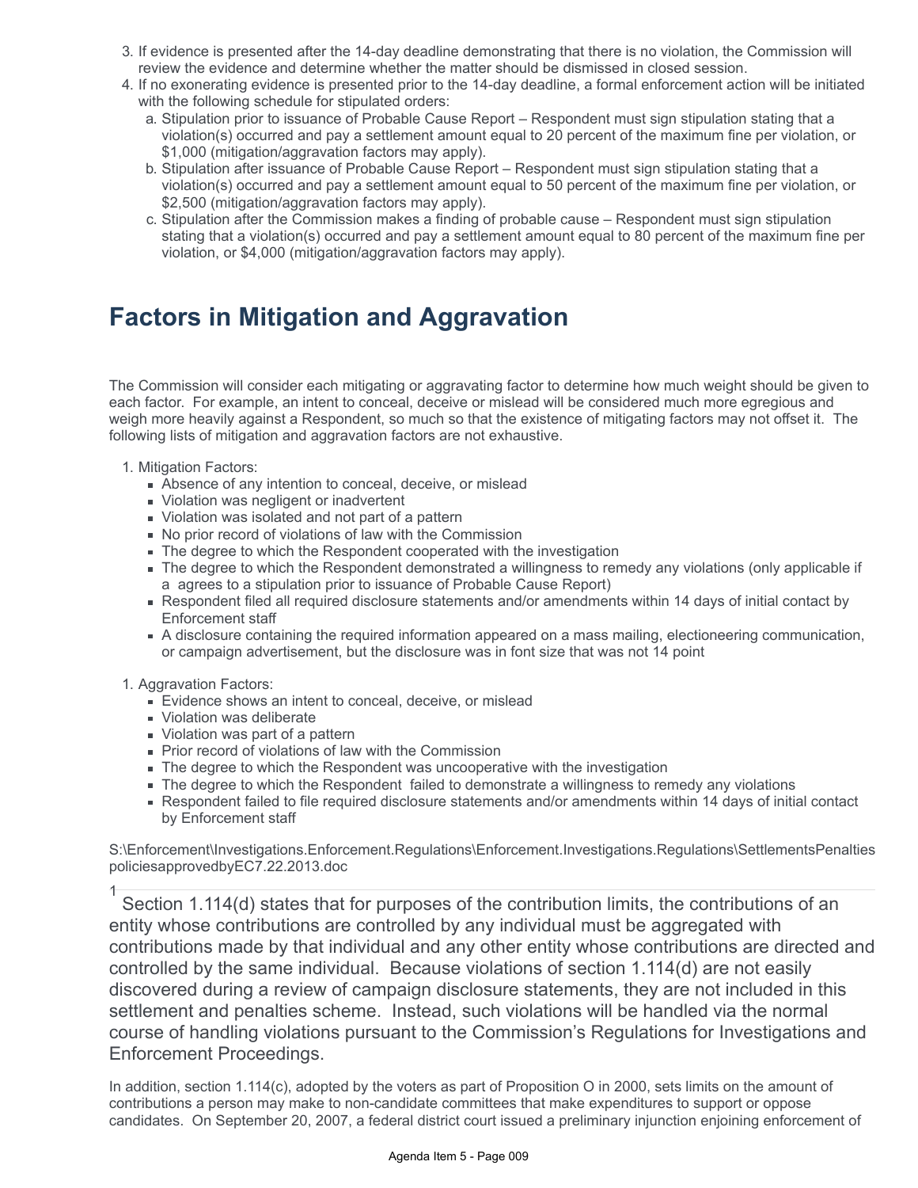3. If evidence is presented after the 14-day deadline demonstrating that there is no violation, the Commission will review the evidence and determine whether the matter should be dismissed in closed session.
4. If no exonerating evidence is presented prior to the 14-day deadline, a formal enforcement action will be initiated with the following schedule for stipulated orders:
   a. Stipulation prior to issuance of Probable Cause Report – Respondent must sign stipulation stating that a violation(s) occurred and pay a settlement amount equal to 20 percent of the maximum fine per violation, or $1,000 (mitigation/aggravation factors may apply).
   b. Stipulation after issuance of Probable Cause Report – Respondent must sign stipulation stating that a violation(s) occurred and pay a settlement amount equal to 50 percent of the maximum fine per violation, or $2,500 (mitigation/aggravation factors may apply).
   c. Stipulation after the Commission makes a finding of probable cause – Respondent must sign stipulation stating that a violation(s) occurred and pay a settlement amount equal to 80 percent of the maximum fine per violation, or $4,000 (mitigation/aggravation factors may apply).

## Factors in Mitigation and Aggravation

The Commission will consider each mitigating or aggravating factor to determine how much weight should be given to each factor. For example, an intent to conceal, deceive or mislead will be considered much more egregious and weigh more heavily against a Respondent, so much so that the existence of mitigating factors may not offset it. The following lists of mitigation and aggravation factors are not exhaustive.

1. Mitigation Factors:
   - Absence of any intention to conceal, deceive, or mislead
   - Violation was negligent or inadvertent
   - Violation was isolated and not part of a pattern
   - No prior record of violations of law with the Commission
   - The degree to which the Respondent cooperated with the investigation
   - The degree to which the Respondent demonstrated a willingness to remedy any violations (only applicable if a agrees to a stipulation prior to issuance of Probable Cause Report)
   - Respondent filed all required disclosure statements and/or amendments within 14 days of initial contact by Enforcement staff
   - A disclosure containing the required information appeared on a mass mailing, electioneering communication, or campaign advertisement, but the disclosure was in font size that was not 14 point

1. Aggravation Factors:
   - Evidence shows an intent to conceal, deceive, or mislead
   - Violation was deliberate
   - Violation was part of a pattern
   - Prior record of violations of law with the Commission
   - The degree to which the Respondent was uncooperative with the investigation
   - The degree to which the Respondent failed to demonstrate a willingness to remedy any violations
   - Respondent failed to file required disclosure statements and/or amendments within 14 days of initial contact by Enforcement staff

S:\Enforcement\Investigations.Enforcement.Regulations\Enforcement.Investigations.Regulations\SettlementsPenaltiespoliciesapprovedbyEC7.22.2013.doc

---

[1] Section 1.114(d) states that for purposes of the contribution limits, the contributions of an entity whose contributions are controlled by any individual must be aggregated with contributions made by that individual and any other entity whose contributions are directed and controlled by the same individual. Because violations of section 1.114(d) are not easily discovered during a review of campaign disclosure statements, they are not included in this settlement and penalties scheme. Instead, such violations will be handled via the normal course of handling violations pursuant to the Commission's Regulations for Investigations and Enforcement Proceedings.

In addition, section 1.114(c), adopted by the voters as part of Proposition O in 2000, sets limits on the amount of contributions a person may make to non-candidate committees that make expenditures to support or oppose candidates. On September 20, 2007, a federal district court issued a preliminary injunction enjoining enforcement of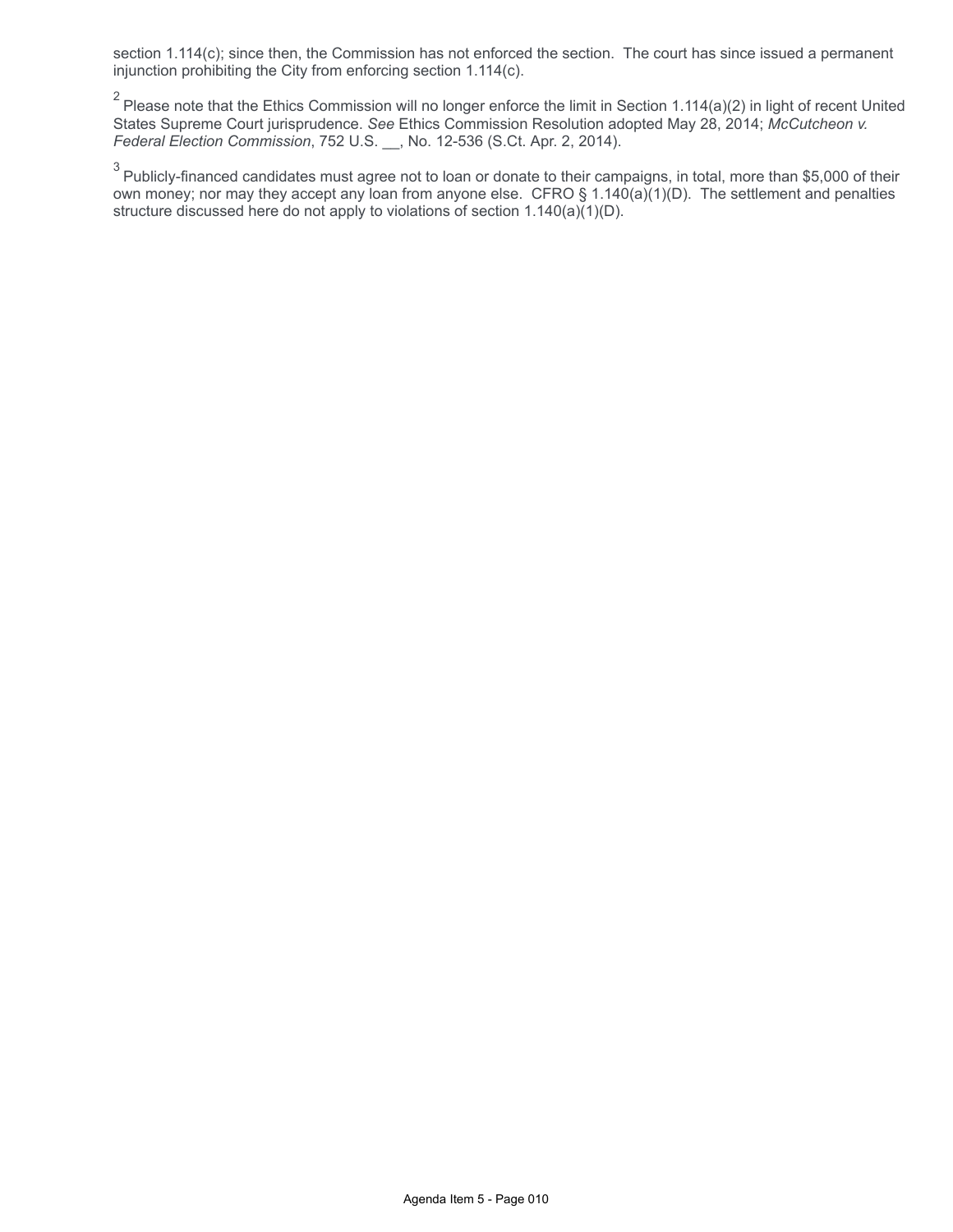section 1.114(c); since then, the Commission has not enforced the section. The court has since issued a permanent injunction prohibiting the City from enforcing section 1.114(c).

[2] Please note that the Ethics Commission will no longer enforce the limit in Section 1.114(a)(2) in light of recent United States Supreme Court jurisprudence. *See* Ethics Commission Resolution adopted May 28, 2014; *McCutcheon v. Federal Election Commission*, 752 U.S. __, No. 12-536 (S.Ct. Apr. 2, 2014).

[3] Publicly-financed candidates must agree not to loan or donate to their campaigns, in total, more than $5,000 of their own money; nor may they accept any loan from anyone else. CFRO § 1.140(a)(1)(D). The settlement and penalties structure discussed here do not apply to violations of section 1.140(a)(1)(D).